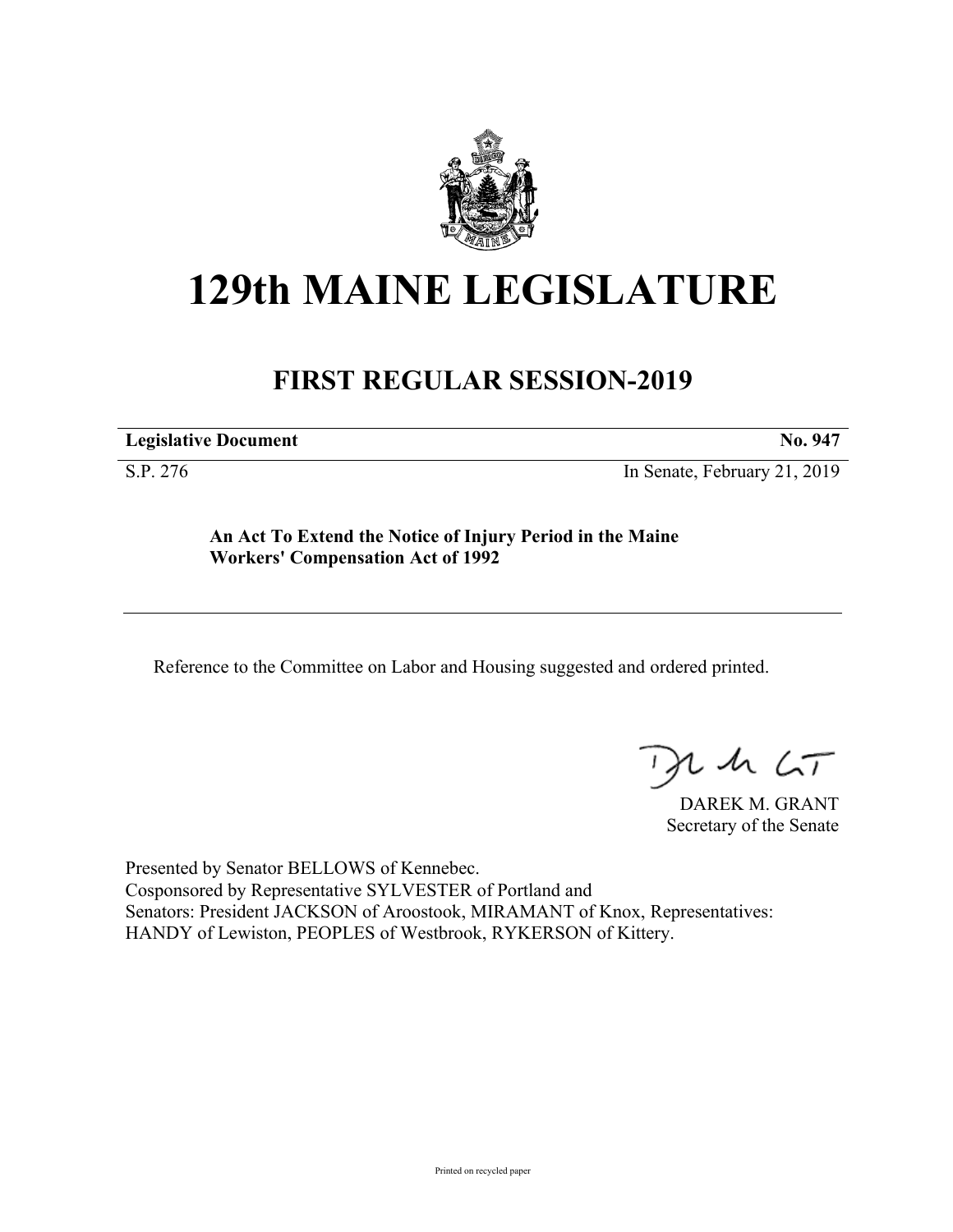# 129th MAINE LEGISLATURE

## FIRST REGULAR SESSION-2019

**Legislative Document** **No. 947**

S.P. 276 In Senate, February 21, 2019

**An Act To Extend the Notice of Injury Period in the Maine Workers' Compensation Act of 1992**

Reference to the Committee on Labor and Housing suggested and ordered printed.

DAREK M. GRANT
Secretary of the Senate

Presented by Senator BELLOWS of Kennebec.
Cosponsored by Representative SYLVESTER of Portland and
Senators: President JACKSON of Aroostook, MIRAMANT of Knox, Representatives: HANDY of Lewiston, PEOPLES of Westbrook, RYKERSON of Kittery.

Printed on recycled paper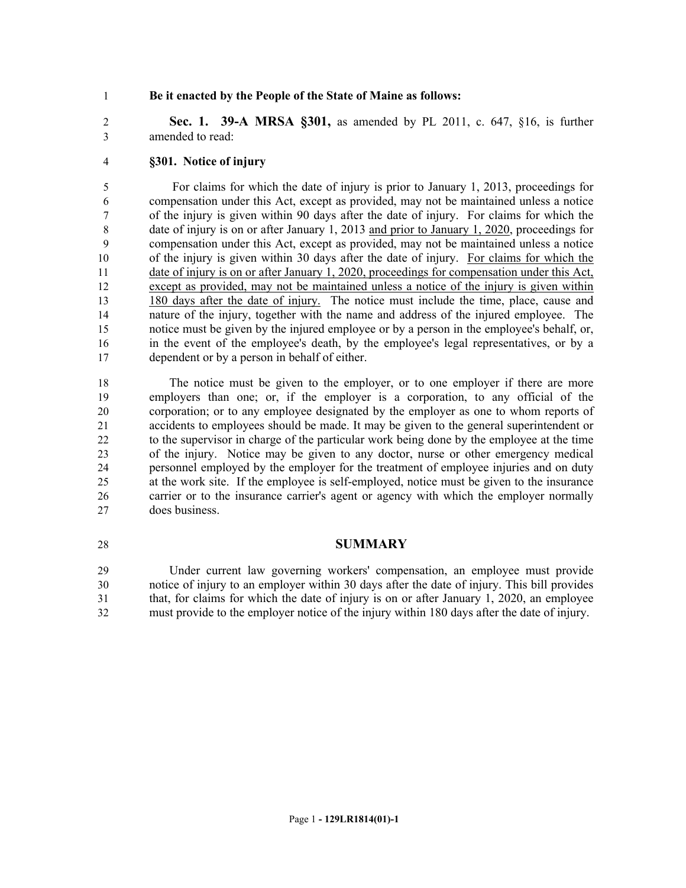**Be it enacted by the People of the State of Maine as follows:**

**Sec. 1. 39-A MRSA §301,** as amended by PL 2011, c. 647, §16, is further amended to read:

**§301. Notice of injury**

For claims for which the date of injury is prior to January 1, 2013, proceedings for compensation under this Act, except as provided, may not be maintained unless a notice of the injury is given within 90 days after the date of injury. For claims for which the date of injury is on or after January 1, 2013 <u>and prior to January 1, 2020</u>, proceedings for compensation under this Act, except as provided, may not be maintained unless a notice of the injury is given within 30 days after the date of injury. <u>For claims for which the date of injury is on or after January 1, 2020, proceedings for compensation under this Act, except as provided, may not be maintained unless a notice of the injury is given within 180 days after the date of injury.</u> The notice must include the time, place, cause and nature of the injury, together with the name and address of the injured employee. The notice must be given by the injured employee or by a person in the employee's behalf, or, in the event of the employee's death, by the employee's legal representatives, or by a dependent or by a person in behalf of either.

The notice must be given to the employer, or to one employer if there are more employers than one; or, if the employer is a corporation, to any official of the corporation; or to any employee designated by the employer as one to whom reports of accidents to employees should be made. It may be given to the general superintendent or to the supervisor in charge of the particular work being done by the employee at the time of the injury. Notice may be given to any doctor, nurse or other emergency medical personnel employed by the employer for the treatment of employee injuries and on duty at the work site. If the employee is self-employed, notice must be given to the insurance carrier or to the insurance carrier's agent or agency with which the employer normally does business.

## SUMMARY

Under current law governing workers' compensation, an employee must provide notice of injury to an employer within 30 days after the date of injury. This bill provides that, for claims for which the date of injury is on or after January 1, 2020, an employee must provide to the employer notice of the injury within 180 days after the date of injury.